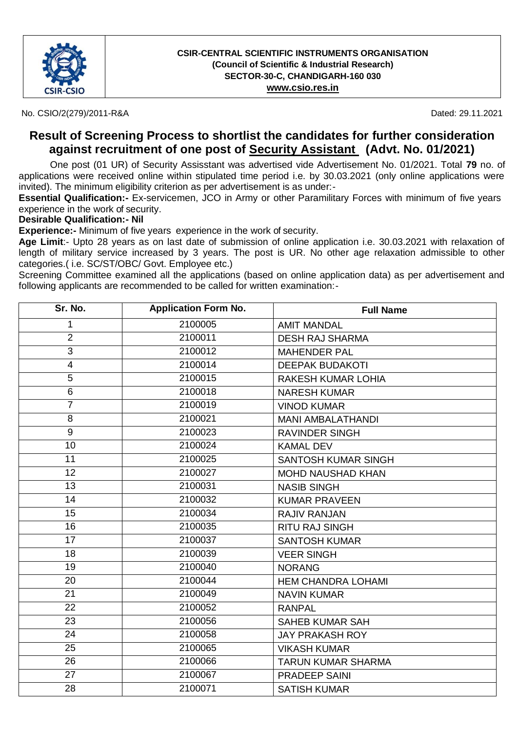**CSIR-CENTRAL SCIENTIFIC INSTRUMENTS ORGANISATION**
**(Council of Scientific & Industrial Research)**
**SECTOR-30-C, CHANDIGARH-160 030**
**www.csio.res.in**

No. CSIO/2(279)/2011-R&A

Dated: 29.11.2021

## Result of Screening Process to shortlist the candidates for further consideration against recruitment of one post of Security Assistant (Advt. No. 01/2021)

One post (01 UR) of Security Assisstant was advertised vide Advertisement No. 01/2021. Total **79** no. of applications were received online within stipulated time period i.e. by 30.03.2021 (only online applications were invited). The minimum eligibility criterion as per advertisement is as under:-

**Essential Qualification:-** Ex-servicemen, JCO in Army or other Paramilitary Forces with minimum of five years experience in the work of security.

**Desirable Qualification:- Nil**

**Experience:-** Minimum of five years experience in the work of security.

**Age Limit**:- Upto 28 years as on last date of submission of online application i.e. 30.03.2021 with relaxation of length of military service increased by 3 years. The post is UR. No other age relaxation admissible to other categories.( i.e. SC/ST/OBC/ Govt. Employee etc.)

Screening Committee examined all the applications (based on online application data) as per advertisement and following applicants are recommended to be called for written examination:-

| Sr. No. | Application Form No. | Full Name |
|---|---|---|
| 1 | 2100005 | AMIT MANDAL |
| 2 | 2100011 | DESH RAJ SHARMA |
| 3 | 2100012 | MAHENDER PAL |
| 4 | 2100014 | DEEPAK BUDAKOTI |
| 5 | 2100015 | RAKESH KUMAR LOHIA |
| 6 | 2100018 | NARESH KUMAR |
| 7 | 2100019 | VINOD KUMAR |
| 8 | 2100021 | MANI AMBALATHANDI |
| 9 | 2100023 | RAVINDER SINGH |
| 10 | 2100024 | KAMAL DEV |
| 11 | 2100025 | SANTOSH KUMAR SINGH |
| 12 | 2100027 | MOHD NAUSHAD KHAN |
| 13 | 2100031 | NASIB SINGH |
| 14 | 2100032 | KUMAR PRAVEEN |
| 15 | 2100034 | RAJIV RANJAN |
| 16 | 2100035 | RITU RAJ SINGH |
| 17 | 2100037 | SANTOSH KUMAR |
| 18 | 2100039 | VEER SINGH |
| 19 | 2100040 | NORANG |
| 20 | 2100044 | HEM CHANDRA LOHAMI |
| 21 | 2100049 | NAVIN KUMAR |
| 22 | 2100052 | RANPAL |
| 23 | 2100056 | SAHEB KUMAR SAH |
| 24 | 2100058 | JAY PRAKASH ROY |
| 25 | 2100065 | VIKASH KUMAR |
| 26 | 2100066 | TARUN KUMAR SHARMA |
| 27 | 2100067 | PRADEEP SAINI |
| 28 | 2100071 | SATISH KUMAR |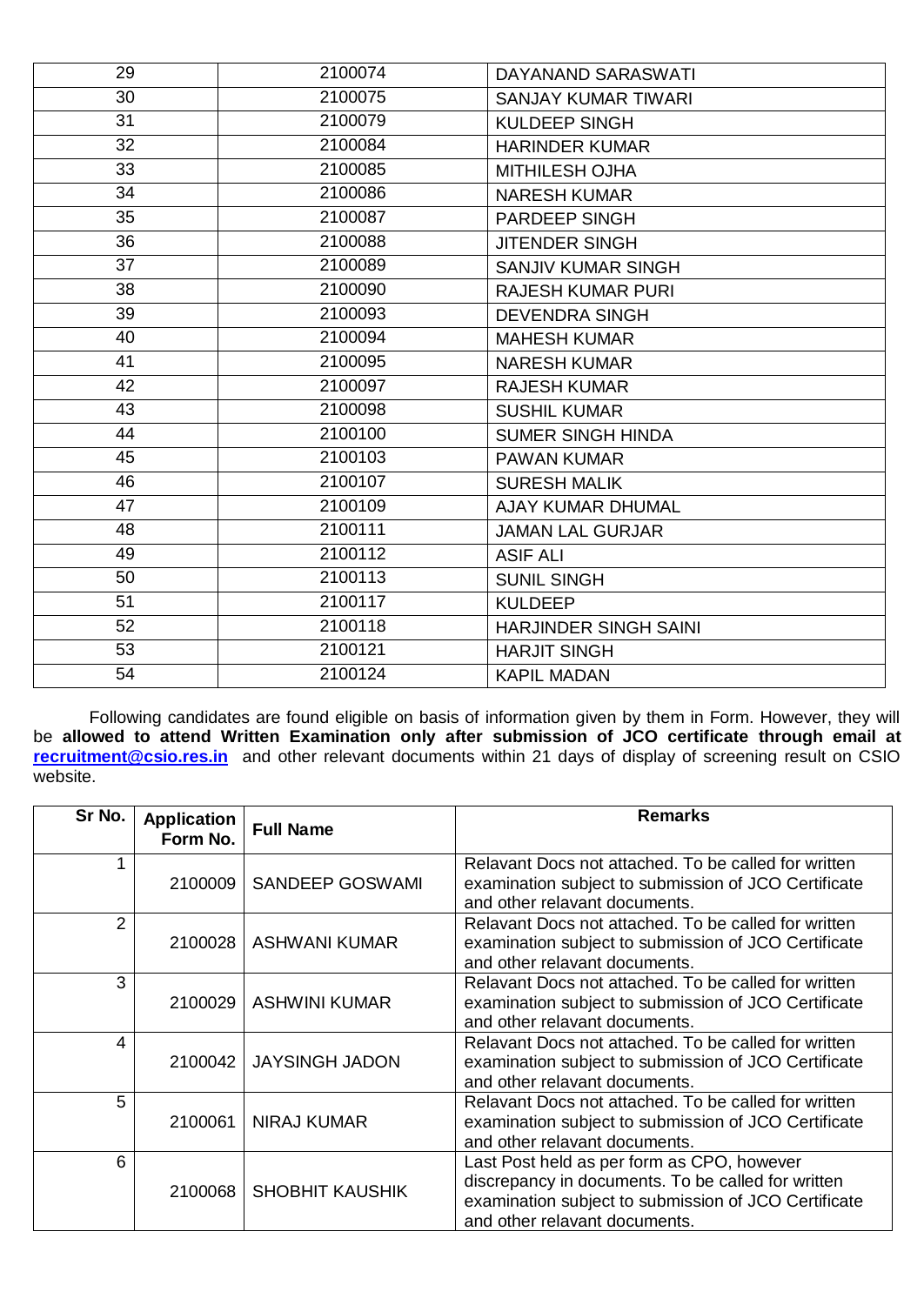| 29 | 2100074 | DAYANAND SARASWATI |
|---|---|---|
| 30 | 2100075 | SANJAY KUMAR TIWARI |
| 31 | 2100079 | KULDEEP SINGH |
| 32 | 2100084 | HARINDER KUMAR |
| 33 | 2100085 | MITHILESH OJHA |
| 34 | 2100086 | NARESH KUMAR |
| 35 | 2100087 | PARDEEP SINGH |
| 36 | 2100088 | JITENDER SINGH |
| 37 | 2100089 | SANJIV KUMAR SINGH |
| 38 | 2100090 | RAJESH KUMAR PURI |
| 39 | 2100093 | DEVENDRA SINGH |
| 40 | 2100094 | MAHESH KUMAR |
| 41 | 2100095 | NARESH KUMAR |
| 42 | 2100097 | RAJESH KUMAR |
| 43 | 2100098 | SUSHIL KUMAR |
| 44 | 2100100 | SUMER SINGH HINDA |
| 45 | 2100103 | PAWAN KUMAR |
| 46 | 2100107 | SURESH MALIK |
| 47 | 2100109 | AJAY KUMAR DHUMAL |
| 48 | 2100111 | JAMAN LAL GURJAR |
| 49 | 2100112 | ASIF ALI |
| 50 | 2100113 | SUNIL SINGH |
| 51 | 2100117 | KULDEEP |
| 52 | 2100118 | HARJINDER SINGH SAINI |
| 53 | 2100121 | HARJIT SINGH |
| 54 | 2100124 | KAPIL MADAN |

Following candidates are found eligible on basis of information given by them in Form. However, they will be **allowed to attend Written Examination only after submission of JCO certificate through email at recruitment@csio.res.in** and other relevant documents within 21 days of display of screening result on CSIO website.

| Sr No. | Application Form No. | Full Name | Remarks |
|---|---|---|---|
| 1 | 2100009 | SANDEEP GOSWAMI | Relavant Docs not attached. To be called for written examination subject to submission of JCO Certificate and other relavant documents. |
| 2 | 2100028 | ASHWANI KUMAR | Relavant Docs not attached. To be called for written examination subject to submission of JCO Certificate and other relavant documents. |
| 3 | 2100029 | ASHWINI KUMAR | Relavant Docs not attached. To be called for written examination subject to submission of JCO Certificate and other relavant documents. |
| 4 | 2100042 | JAYSINGH JADON | Relavant Docs not attached. To be called for written examination subject to submission of JCO Certificate and other relavant documents. |
| 5 | 2100061 | NIRAJ KUMAR | Relavant Docs not attached. To be called for written examination subject to submission of JCO Certificate and other relavant documents. |
| 6 | 2100068 | SHOBHIT KAUSHIK | Last Post held as per form as CPO, however discrepancy in documents. To be called for written examination subject to submission of JCO Certificate and other relavant documents. |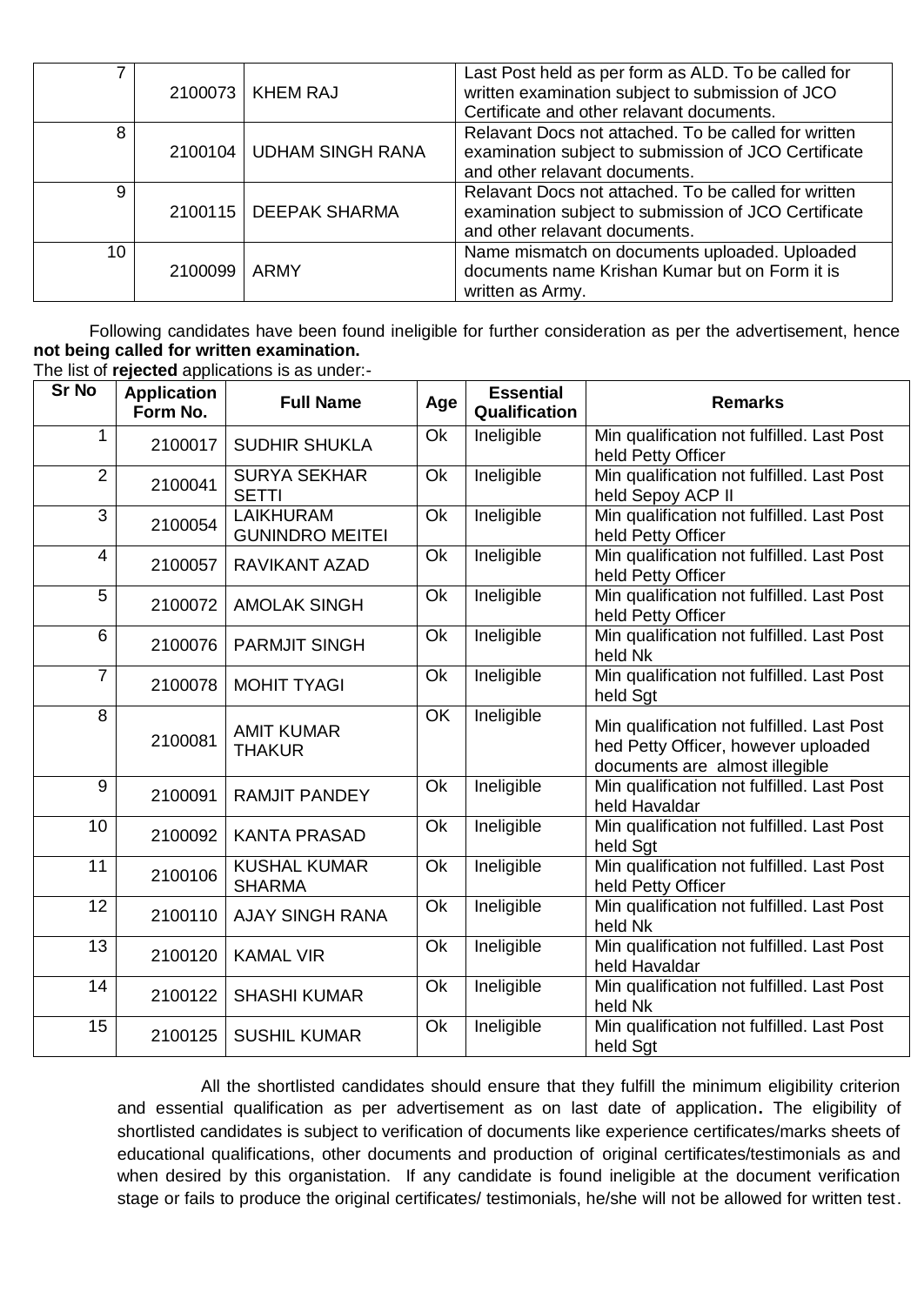| | | | |
|---|---|---|---|
| 7 | 2100073 | KHEM RAJ | Last Post held as per form as ALD. To be called for written examination subject to submission of JCO Certificate and other relavant documents. |
| 8 | 2100104 | UDHAM SINGH RANA | Relavant Docs not attached. To be called for written examination subject to submission of JCO Certificate and other relavant documents. |
| 9 | 2100115 | DEEPAK SHARMA | Relavant Docs not attached. To be called for written examination subject to submission of JCO Certificate and other relavant documents. |
| 10 | 2100099 | ARMY | Name mismatch on documents uploaded. Uploaded documents name Krishan Kumar but on Form it is written as Army. |

Following candidates have been found ineligible for further consideration as per the advertisement, hence **not being called for written examination.**

The list of **rejected** applications is as under:-

| Sr No | Application Form No. | Full Name | Age | Essential Qualification | Remarks |
|---|---|---|---|---|---|
| 1 | 2100017 | SUDHIR SHUKLA | Ok | Ineligible | Min qualification not fulfilled. Last Post held Petty Officer |
| 2 | 2100041 | SURYA SEKHAR SETTI | Ok | Ineligible | Min qualification not fulfilled. Last Post held Sepoy ACP II |
| 3 | 2100054 | LAIKHURAM GUNINDRO MEITEI | Ok | Ineligible | Min qualification not fulfilled. Last Post held Petty Officer |
| 4 | 2100057 | RAVIKANT AZAD | Ok | Ineligible | Min qualification not fulfilled. Last Post held Petty Officer |
| 5 | 2100072 | AMOLAK SINGH | Ok | Ineligible | Min qualification not fulfilled. Last Post held Petty Officer |
| 6 | 2100076 | PARMJIT SINGH | Ok | Ineligible | Min qualification not fulfilled. Last Post held Nk |
| 7 | 2100078 | MOHIT TYAGI | Ok | Ineligible | Min qualification not fulfilled. Last Post held Sgt |
| 8 | 2100081 | AMIT KUMAR THAKUR | OK | Ineligible | Min qualification not fulfilled. Last Post hed Petty Officer, however uploaded documents are almost illegible |
| 9 | 2100091 | RAMJIT PANDEY | Ok | Ineligible | Min qualification not fulfilled. Last Post held Havaldar |
| 10 | 2100092 | KANTA PRASAD | Ok | Ineligible | Min qualification not fulfilled. Last Post held Sgt |
| 11 | 2100106 | KUSHAL KUMAR SHARMA | Ok | Ineligible | Min qualification not fulfilled. Last Post held Petty Officer |
| 12 | 2100110 | AJAY SINGH RANA | Ok | Ineligible | Min qualification not fulfilled. Last Post held Nk |
| 13 | 2100120 | KAMAL VIR | Ok | Ineligible | Min qualification not fulfilled. Last Post held Havaldar |
| 14 | 2100122 | SHASHI KUMAR | Ok | Ineligible | Min qualification not fulfilled. Last Post held Nk |
| 15 | 2100125 | SUSHIL KUMAR | Ok | Ineligible | Min qualification not fulfilled. Last Post held Sgt |

All the shortlisted candidates should ensure that they fulfill the minimum eligibility criterion and essential qualification as per advertisement as on last date of application**.** The eligibility of shortlisted candidates is subject to verification of documents like experience certificates/marks sheets of educational qualifications, other documents and production of original certificates/testimonials as and when desired by this organistation. If any candidate is found ineligible at the document verification stage or fails to produce the original certificates/ testimonials, he/she will not be allowed for written test.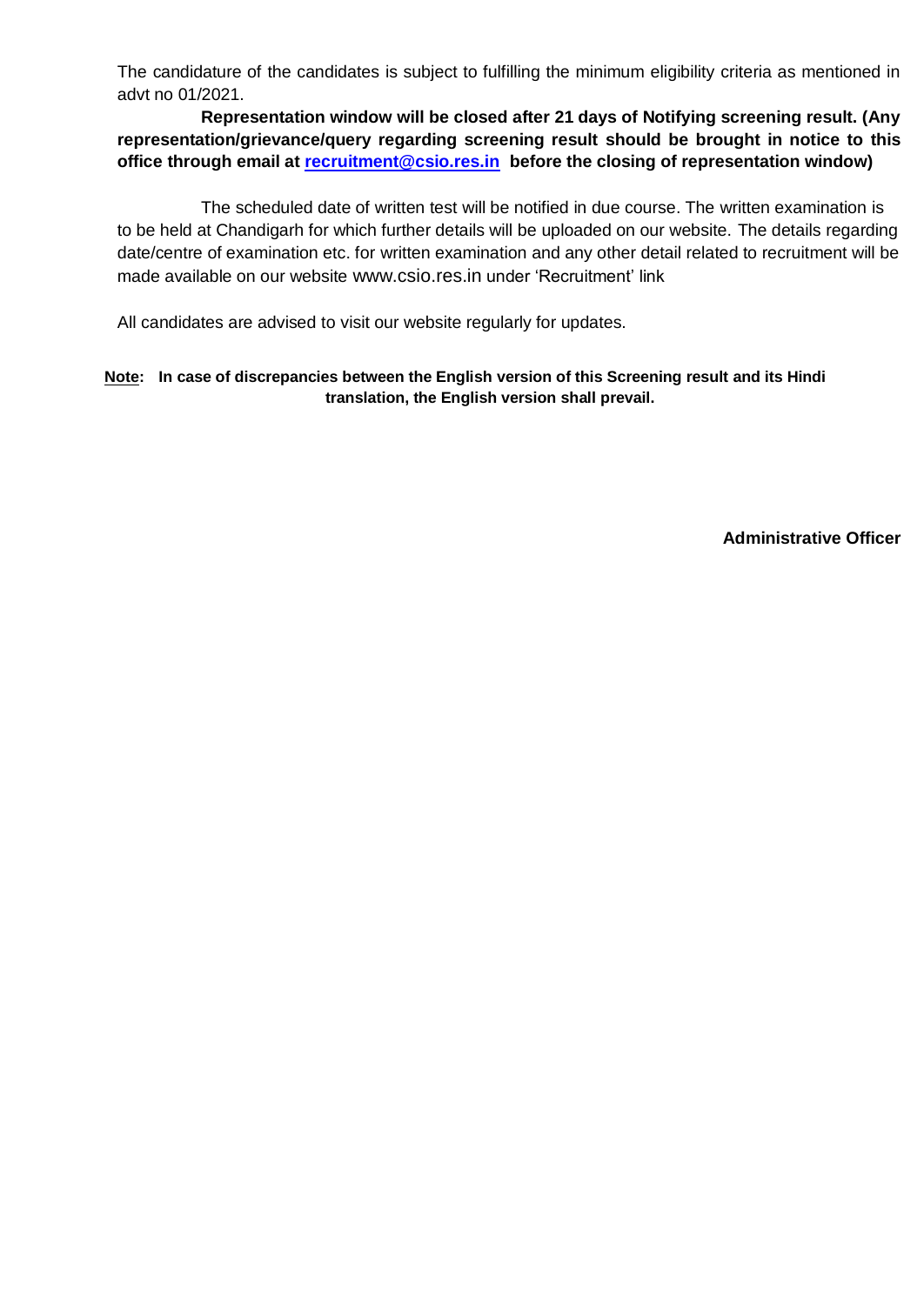The candidature of the candidates is subject to fulfilling the minimum eligibility criteria as mentioned in advt no 01/2021.

**Representation window will be closed after 21 days of Notifying screening result. (Any representation/grievance/query regarding screening result should be brought in notice to this office through email at [recruitment@csio.res.in](mailto:recruitment@csio.res.in) before the closing of representation window)**

The scheduled date of written test will be notified in due course. The written examination is to be held at Chandigarh for which further details will be uploaded on our website. The details regarding date/centre of examination etc. for written examination and any other detail related to recruitment will be made available on our website www.csio.res.in under 'Recruitment' link

All candidates are advised to visit our website regularly for updates.

**Note: In case of discrepancies between the English version of this Screening result and its Hindi translation, the English version shall prevail.**

**Administrative Officer**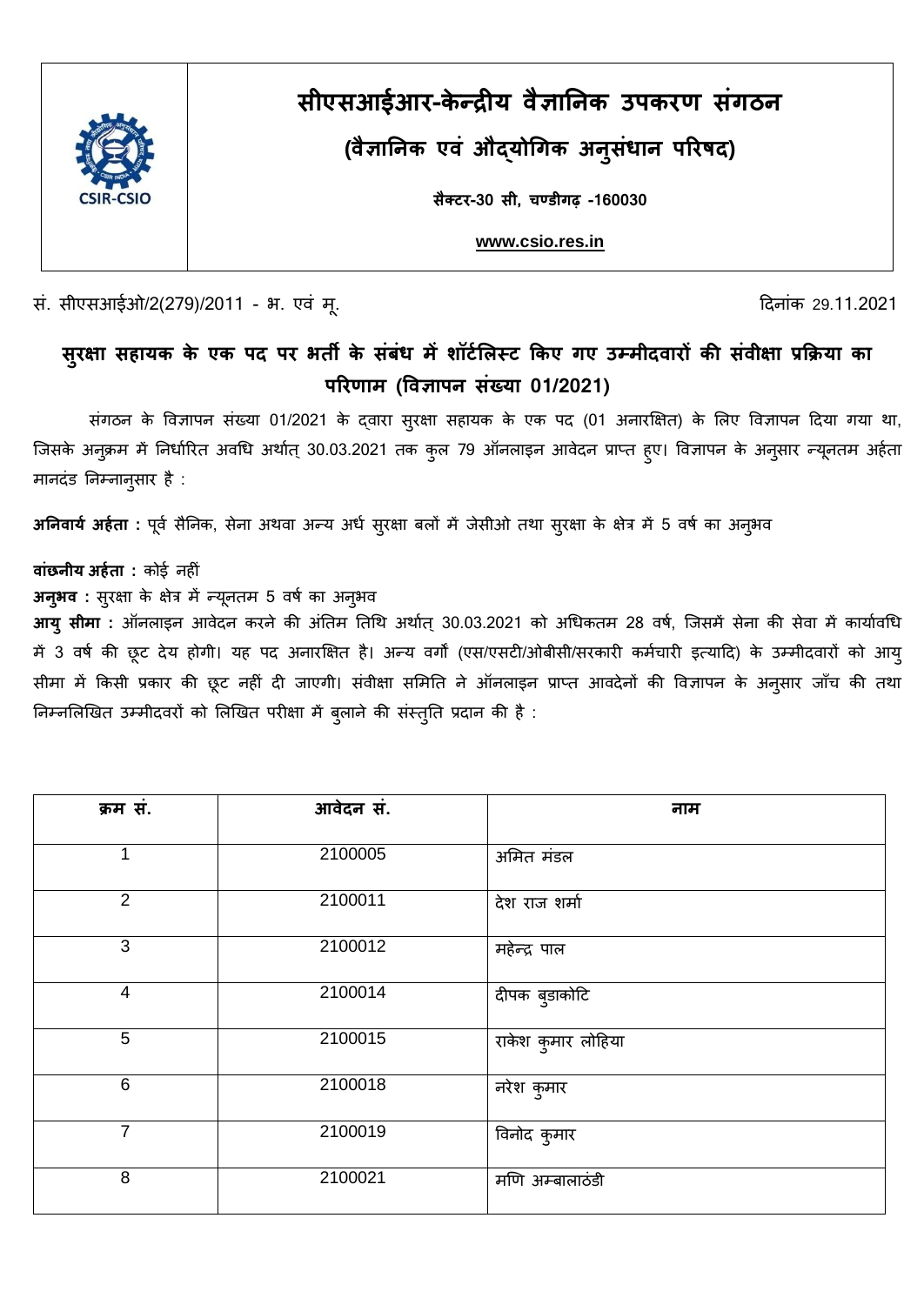# सीएसआईआर-केन्द्रीय वैज्ञानिक उपकरण संगठन

## (वैज्ञानिक एवं औद्योगिक अनुसंधान परिषद)

**सैक्टर-30 सी, चण्डीगढ़ -160030**

**www.csio.res.in**

सं. सीएसआईओ/2(279)/2011 - भ. एवं मू. दिनांक 29.11.2021

## सुरक्षा सहायक के एक पद पर भर्ती के संबंध में शॉर्टलिस्ट किए गए उम्मीदवारों की संवीक्षा प्रक्रिया का परिणाम (विज्ञापन संख्या 01/2021)

संगठन के विज्ञापन संख्या 01/2021 के द्वारा सुरक्षा सहायक के एक पद (01 अनारक्षित) के लिए विज्ञापन दिया गया था, जिसके अनुक्रम में निर्धारित अवधि अर्थात् 30.03.2021 तक कुल 79 ऑनलाइन आवेदन प्राप्त हुए। विज्ञापन के अनुसार न्यूनतम अर्हता मानदंड निम्नानुसार है :

**अनिवार्य अर्हता :** पूर्व सैनिक, सेना अथवा अन्य अर्ध सुरक्षा बलों में जेसीओ तथा सुरक्षा के क्षेत्र में 5 वर्ष का अनुभव

**वांछनीय अर्हता :** कोई नहीं

**अनुभव :** सुरक्षा के क्षेत्र में न्यूनतम 5 वर्ष का अनुभव

**आयु सीमा :** ऑनलाइन आवेदन करने की अंतिम तिथि अर्थात् 30.03.2021 को अधिकतम 28 वर्ष, जिसमें सेना की सेवा में कार्यावधि में 3 वर्ष की छूट देय होगी। यह पद अनारक्षित है। अन्य वर्गों (एस/एसटी/ओबीसी/सरकारी कर्मचारी इत्यादि) के उम्मीदवारों को आयु सीमा में किसी प्रकार की छूट नहीं दी जाएगी। संवीक्षा समिति ने ऑनलाइन प्राप्त आवदेनों की विज्ञापन के अनुसार जाँच की तथा निम्नलिखित उम्मीदवारों को लिखित परीक्षा में बुलाने की संस्तुति प्रदान की है :

| क्रम सं. | आवेदन सं. | नाम |
|---|---|---|
| 1 | 2100005 | अमित मंडल |
| 2 | 2100011 | देश राज शर्मा |
| 3 | 2100012 | महेन्द्र पाल |
| 4 | 2100014 | दीपक बुडाकोटि |
| 5 | 2100015 | राकेश कुमार लोहिया |
| 6 | 2100018 | नरेश कुमार |
| 7 | 2100019 | विनोद कुमार |
| 8 | 2100021 | मणि अम्बालाठंडी |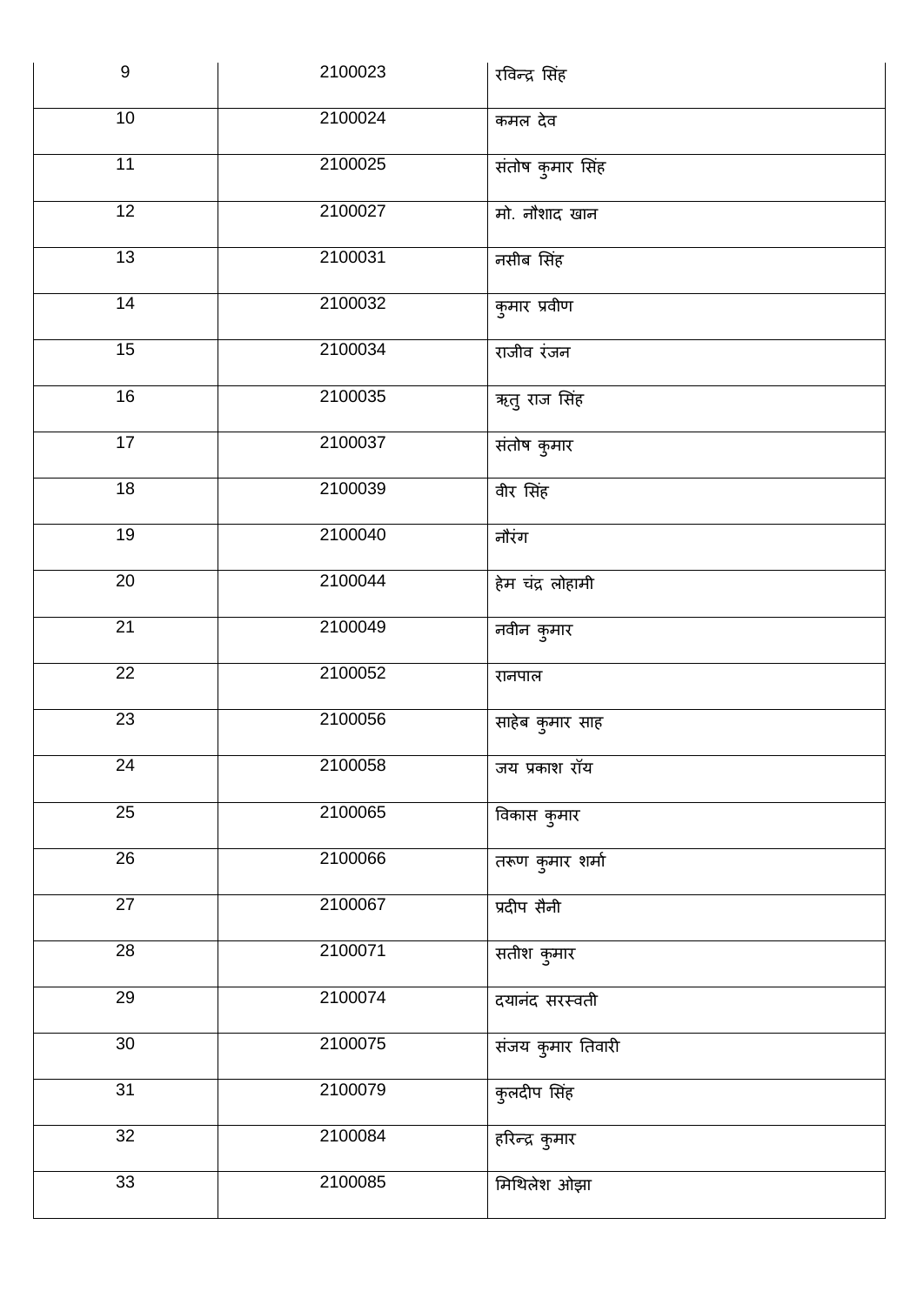| | | |
|---|---|---|
| 9 | 2100023 | रविन्द्र सिंह |
| 10 | 2100024 | कमल देव |
| 11 | 2100025 | संतोष कुमार सिंह |
| 12 | 2100027 | मो. नौशाद खान |
| 13 | 2100031 | नसीब सिंह |
| 14 | 2100032 | कुमार प्रवीण |
| 15 | 2100034 | राजीव रंजन |
| 16 | 2100035 | ऋतु राज सिंह |
| 17 | 2100037 | संतोष कुमार |
| 18 | 2100039 | वीर सिंह |
| 19 | 2100040 | नौरंग |
| 20 | 2100044 | हेम चंद्र लोहामी |
| 21 | 2100049 | नवीन कुमार |
| 22 | 2100052 | रानपाल |
| 23 | 2100056 | साहेब कुमार साह |
| 24 | 2100058 | जय प्रकाश रॉय |
| 25 | 2100065 | विकास कुमार |
| 26 | 2100066 | तरूण कुमार शर्मा |
| 27 | 2100067 | प्रदीप सैनी |
| 28 | 2100071 | सतीश कुमार |
| 29 | 2100074 | दयानंद सरस्वती |
| 30 | 2100075 | संजय कुमार तिवारी |
| 31 | 2100079 | कुलदीप सिंह |
| 32 | 2100084 | हरिन्द्र कुमार |
| 33 | 2100085 | मिथिलेश ओझा |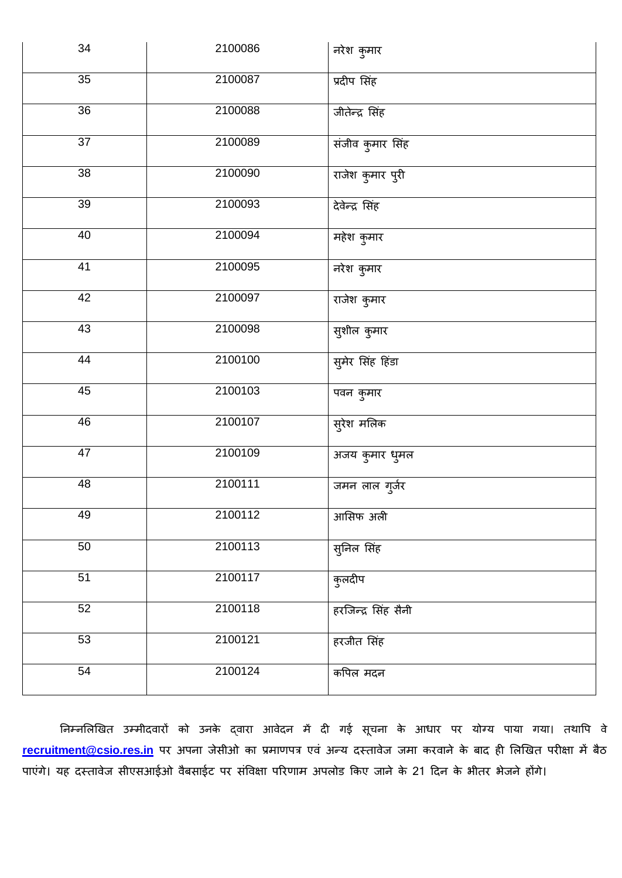| 34 | 2100086 | नरेश कुमार |
|---|---|---|
| 35 | 2100087 | प्रदीप सिंह |
| 36 | 2100088 | जीतेन्द्र सिंह |
| 37 | 2100089 | संजीव कुमार सिंह |
| 38 | 2100090 | राजेश कुमार पुरी |
| 39 | 2100093 | देवेन्द्र सिंह |
| 40 | 2100094 | महेश कुमार |
| 41 | 2100095 | नरेश कुमार |
| 42 | 2100097 | राजेश कुमार |
| 43 | 2100098 | सुशील कुमार |
| 44 | 2100100 | सुमेर सिंह हिंडा |
| 45 | 2100103 | पवन कुमार |
| 46 | 2100107 | सुरेश मलिक |
| 47 | 2100109 | अजय कुमार धुमल |
| 48 | 2100111 | जमन लाल गुर्जर |
| 49 | 2100112 | आसिफ अली |
| 50 | 2100113 | सुनिल सिंह |
| 51 | 2100117 | कुलदीप |
| 52 | 2100118 | हरजिन्द्र सिंह सैनी |
| 53 | 2100121 | हरजीत सिंह |
| 54 | 2100124 | कपिल मदन |

निम्नलिखित उम्मीदवारों को उनके द्वारा आवेदन में दी गई सूचना के आधार पर योग्य पाया गया। तथापि वे **recruitment@csio.res.in** पर अपना जेसीओ का प्रमाणपत्र एवं अन्य दस्तावेज जमा करवाने के बाद ही लिखित परीक्षा में बैठ पाएंगे। यह दस्तावेज सीएसआईओ वैबसाईट पर संविक्षा परिणाम अपलोड किए जाने के 21 दिन के भीतर भेजने होंगे।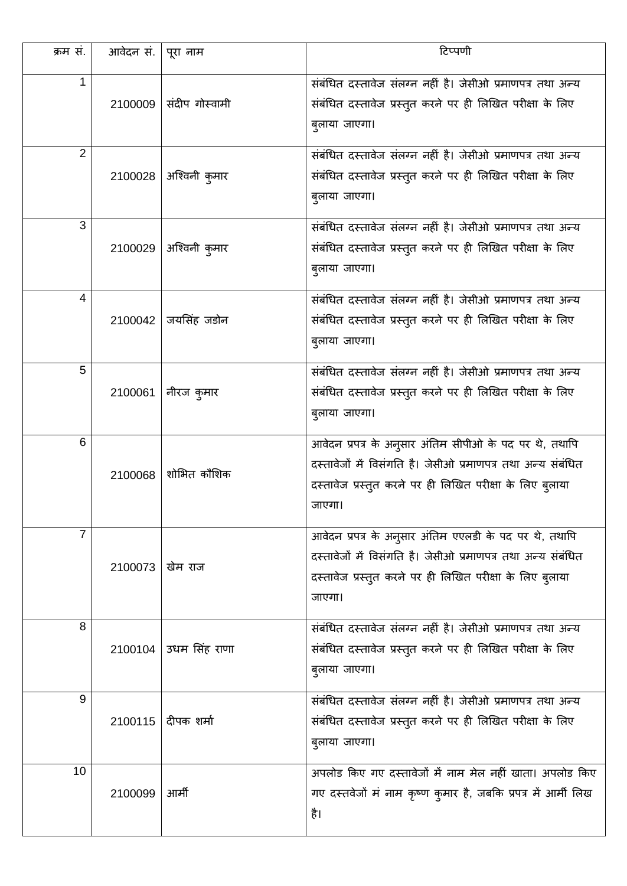| क्रम सं. | आवेदन सं. | पूरा नाम | टिप्पणी |
|---|---|---|---|
| 1 | 2100009 | संदीप गोस्वामी | संबंधित दस्तावेज संलग्न नहीं है। जेसीओ प्रमाणपत्र तथा अन्य संबंधित दस्तावेज प्रस्तुत करने पर ही लिखित परीक्षा के लिए बुलाया जाएगा। |
| 2 | 2100028 | अश्विनी कुमार | संबंधित दस्तावेज संलग्न नहीं है। जेसीओ प्रमाणपत्र तथा अन्य संबंधित दस्तावेज प्रस्तुत करने पर ही लिखित परीक्षा के लिए बुलाया जाएगा। |
| 3 | 2100029 | अश्विनी कुमार | संबंधित दस्तावेज संलग्न नहीं है। जेसीओ प्रमाणपत्र तथा अन्य संबंधित दस्तावेज प्रस्तुत करने पर ही लिखित परीक्षा के लिए बुलाया जाएगा। |
| 4 | 2100042 | जयसिंह जडोन | संबंधित दस्तावेज संलग्न नहीं है। जेसीओ प्रमाणपत्र तथा अन्य संबंधित दस्तावेज प्रस्तुत करने पर ही लिखित परीक्षा के लिए बुलाया जाएगा। |
| 5 | 2100061 | नीरज कुमार | संबंधित दस्तावेज संलग्न नहीं है। जेसीओ प्रमाणपत्र तथा अन्य संबंधित दस्तावेज प्रस्तुत करने पर ही लिखित परीक्षा के लिए बुलाया जाएगा। |
| 6 | 2100068 | शोभित कौशिक | आवेदन प्रपत्र के अनुसार अंतिम सीपीओ के पद पर थे, तथापि दस्तावेजों में विसंगति है। जेसीओ प्रमाणपत्र तथा अन्य संबंधित दस्तावेज प्रस्तुत करने पर ही लिखित परीक्षा के लिए बुलाया जाएगा। |
| 7 | 2100073 | खेम राज | आवेदन प्रपत्र के अनुसार अंतिम एएलडी के पद पर थे, तथापि दस्तावेजों में विसंगति है। जेसीओ प्रमाणपत्र तथा अन्य संबंधित दस्तावेज प्रस्तुत करने पर ही लिखित परीक्षा के लिए बुलाया जाएगा। |
| 8 | 2100104 | उधम सिंह राणा | संबंधित दस्तावेज संलग्न नहीं है। जेसीओ प्रमाणपत्र तथा अन्य संबंधित दस्तावेज प्रस्तुत करने पर ही लिखित परीक्षा के लिए बुलाया जाएगा। |
| 9 | 2100115 | दीपक शर्मा | संबंधित दस्तावेज संलग्न नहीं है। जेसीओ प्रमाणपत्र तथा अन्य संबंधित दस्तावेज प्रस्तुत करने पर ही लिखित परीक्षा के लिए बुलाया जाएगा। |
| 10 | 2100099 | आर्मी | अपलोड किए गए दस्तावेजों में नाम मेल नहीं खाता। अपलोड किए गए दस्तवेजों मं नाम कृष्ण कुमार है, जबकि प्रपत्र में आर्मी लिख है। |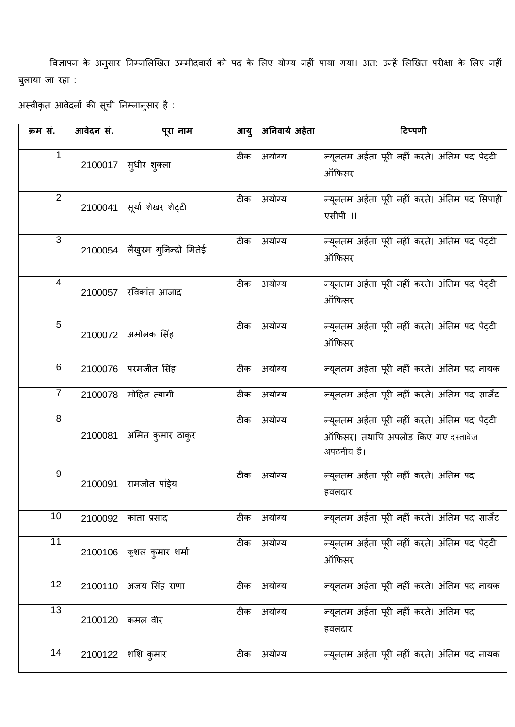विज्ञापन के अनुसार निम्नलिखित उम्मीदवारों को पद के लिए योग्य नहीं पाया गया। अतः उन्हें लिखित परीक्षा के लिए नहीं बुलाया जा रहा :

अस्वीकृत आवेदनों की सूची निम्नानुसार है :

| क्रम सं. | आवेदन सं. | पूरा नाम | आयु | अनिवार्य अर्हता | टिप्पणी |
|---|---|---|---|---|---|
| 1 | 2100017 | सुधीर शुक्ला | ठीक | अयोग्य | न्यूनतम अर्हता पूरी नहीं करते। अंतिम पद पेट्टी ऑफिसर |
| 2 | 2100041 | सूर्या शेखर शेट्टी | ठीक | अयोग्य | न्यूनतम अर्हता पूरी नहीं करते। अंतिम पद सिपाही एसीपी ।। |
| 3 | 2100054 | लैखुरम गुनिन्द्रो मितेई | ठीक | अयोग्य | न्यूनतम अर्हता पूरी नहीं करते। अंतिम पद पेट्टी ऑफिसर |
| 4 | 2100057 | रविकांत आजाद | ठीक | अयोग्य | न्यूनतम अर्हता पूरी नहीं करते। अंतिम पद पेट्टी ऑफिसर |
| 5 | 2100072 | अमोलक सिंह | ठीक | अयोग्य | न्यूनतम अर्हता पूरी नहीं करते। अंतिम पद पेट्टी ऑफिसर |
| 6 | 2100076 | परमजीत सिंह | ठीक | अयोग्य | न्यूनतम अर्हता पूरी नहीं करते। अंतिम पद नायक |
| 7 | 2100078 | मोहित त्यागी | ठीक | अयोग्य | न्यूनतम अर्हता पूरी नहीं करते। अंतिम पद सार्जेंट |
| 8 | 2100081 | अमित कुमार ठाकुर | ठीक | अयोग्य | न्यूनतम अर्हता पूरी नहीं करते। अंतिम पद पेट्टी ऑफिसर। तथापि अपलोड किए गए दस्तावेज अपठनीय हैं। |
| 9 | 2100091 | रामजीत पांड्ेय | ठीक | अयोग्य | न्यूनतम अर्हता पूरी नहीं करते। अंतिम पद हवलदार |
| 10 | 2100092 | कांता प्रसाद | ठीक | अयोग्य | न्यूनतम अर्हता पूरी नहीं करते। अंतिम पद सार्जेंट |
| 11 | 2100106 | कुशल कुमार शर्मा | ठीक | अयोग्य | न्यूनतम अर्हता पूरी नहीं करते। अंतिम पद पेट्टी ऑफिसर |
| 12 | 2100110 | अजय सिंह राणा | ठीक | अयोग्य | न्यूनतम अर्हता पूरी नहीं करते। अंतिम पद नायक |
| 13 | 2100120 | कमल वीर | ठीक | अयोग्य | न्यूनतम अर्हता पूरी नहीं करते। अंतिम पद हवलदार |
| 14 | 2100122 | शशि कुमार | ठीक | अयोग्य | न्यूनतम अर्हता पूरी नहीं करते। अंतिम पद नायक |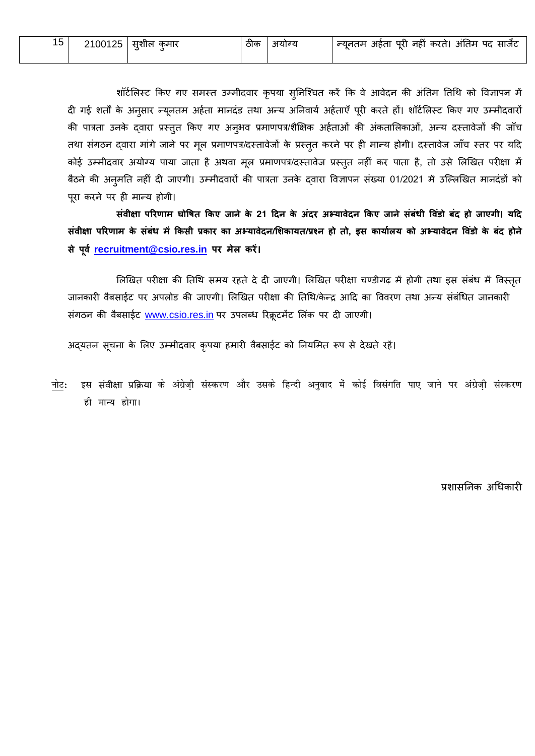| | | | | | |
|---|---|---|---|---|---|
| 15 | 2100125 | सुशील कुमार | ठीक | अयोग्य | न्यूनतम अर्हता पूरी नहीं करते। अंतिम पद सार्जेंट |

शॉर्टलिस्ट किए गए समस्त उम्मीदवार कृपया सुनिश्चित करें कि वे आवेदन की अंतिम तिथि को विज्ञापन में दी गई शर्तों के अनुसार न्यूनतम अर्हता मानदंड तथा अन्य अनिवार्य अर्हताएँ पूरी करते हों। शॉर्टलिस्ट किए गए उम्मीदवारों की पात्रता उनके द्वारा प्रस्तुत किए गए अनुभव प्रमाणपत्र/शैक्षिक अर्हताओं की अंकतालिकाओं, अन्य दस्तावेजों की जाँच तथा संगठन द्वारा मांगे जाने पर मूल प्रमाणपत्र/दस्तावेजों के प्रस्तुत करने पर ही मान्य होगी। दस्तावेज जाँच स्तर पर यदि कोई उम्मीदवार अयोग्य पाया जाता है अथवा मूल प्रमाणपत्र/दस्तावेज प्रस्तुत नहीं कर पाता है, तो उसे लिखित परीक्षा में बैठने की अनुमति नहीं दी जाएगी। उम्मीदवारों की पात्रता उनके द्वारा विज्ञापन संख्या 01/2021 में उल्लिखित मानदंडों को पूरा करने पर ही मान्य होगी।

**संवीक्षा परिणाम घोषित किए जाने के 21 दिन के अंदर अभ्यावेदन किए जाने संबंधी विंडो बंद हो जाएगी। यदि संवीक्षा परिणाम के संबंध में किसी प्रकार का अभ्यावेदन/शिकायत/प्रश्न हो तो, इस कार्यालय को अभ्यावेदन विंडो के बंद होने से पूर्व recruitment@csio.res.in पर मेल करें।**

लिखित परीक्षा की तिथि समय रहते दे दी जाएगी। लिखित परीक्षा चण्डीगढ़ में होगी तथा इस संबंध में विस्तृत जानकारी वैबसाईट पर अपलोड की जाएगी। लिखित परीक्षा की तिथि/केन्द्र आदि का विवरण तथा अन्य संबंधित जानकारी संगठन की वैबसाईट www.csio.res.in पर उपलब्ध रिक्रूटमेंट लिंक पर दी जाएगी।

अद्यतन सूचना के लिए उम्मीदवार कृपया हमारी वैबसाईट को नियमित रूप से देखते रहें।

नोट: इस संवीक्षा प्रक्रिया के अंग्रेज़ी संस्करण और उसके हिन्दी अनुवाद में कोई विसंगति पाए जाने पर अंग्रेज़ी संस्करण ही मान्य होगा।

प्रशासनिक अधिकारी